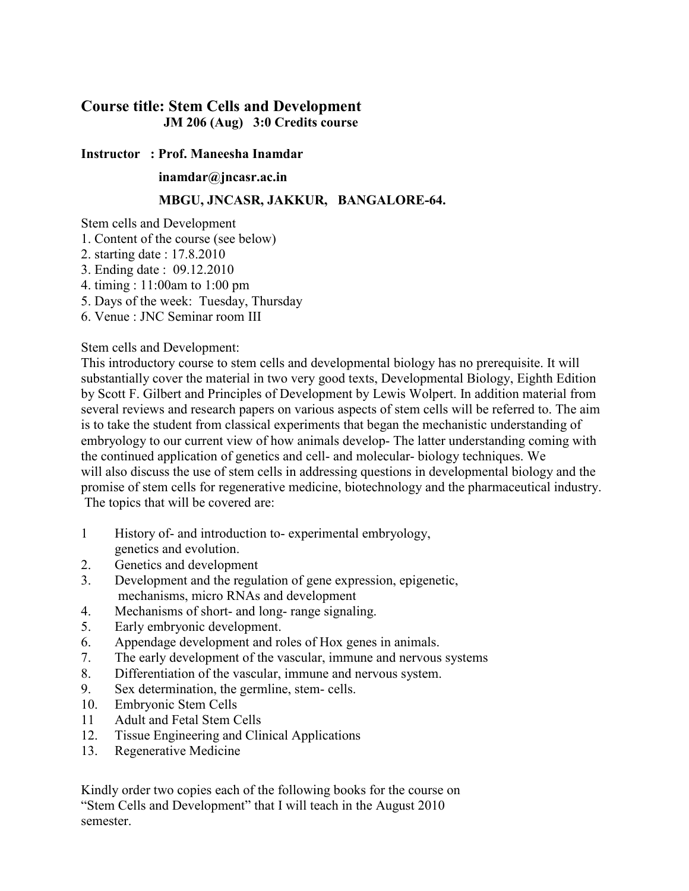# Course title: Stem Cells and Development

**JM 206 (Aug) 3:0 Credits course**

**Instructor : Prof. Maneesha Inamdar**

**inamdar@jncasr.ac.in**

**MBGU, JNCASR, JAKKUR, BANGALORE-64.**

Stem cells and Development
1. Content of the course (see below)
2. starting date : 17.8.2010
3. Ending date : 09.12.2010
4. timing : 11:00am to 1:00 pm
5. Days of the week: Tuesday, Thursday
6. Venue : JNC Seminar room III

Stem cells and Development:
This introductory course to stem cells and developmental biology has no prerequisite. It will substantially cover the material in two very good texts, Developmental Biology, Eighth Edition by Scott F. Gilbert and Principles of Development by Lewis Wolpert. In addition material from several reviews and research papers on various aspects of stem cells will be referred to. The aim is to take the student from classical experiments that began the mechanistic understanding of embryology to our current view of how animals develop- The latter understanding coming with the continued application of genetics and cell- and molecular- biology techniques. We will also discuss the use of stem cells in addressing questions in developmental biology and the promise of stem cells for regenerative medicine, biotechnology and the pharmaceutical industry. The topics that will be covered are:

1 History of- and introduction to- experimental embryology, genetics and evolution.
2. Genetics and development
3. Development and the regulation of gene expression, epigenetic, mechanisms, micro RNAs and development
4. Mechanisms of short- and long- range signaling.
5. Early embryonic development.
6. Appendage development and roles of Hox genes in animals.
7. The early development of the vascular, immune and nervous systems
8. Differentiation of the vascular, immune and nervous system.
9. Sex determination, the germline, stem- cells.
10. Embryonic Stem Cells
11 Adult and Fetal Stem Cells
12. Tissue Engineering and Clinical Applications
13. Regenerative Medicine

Kindly order two copies each of the following books for the course on "Stem Cells and Development" that I will teach in the August 2010 semester.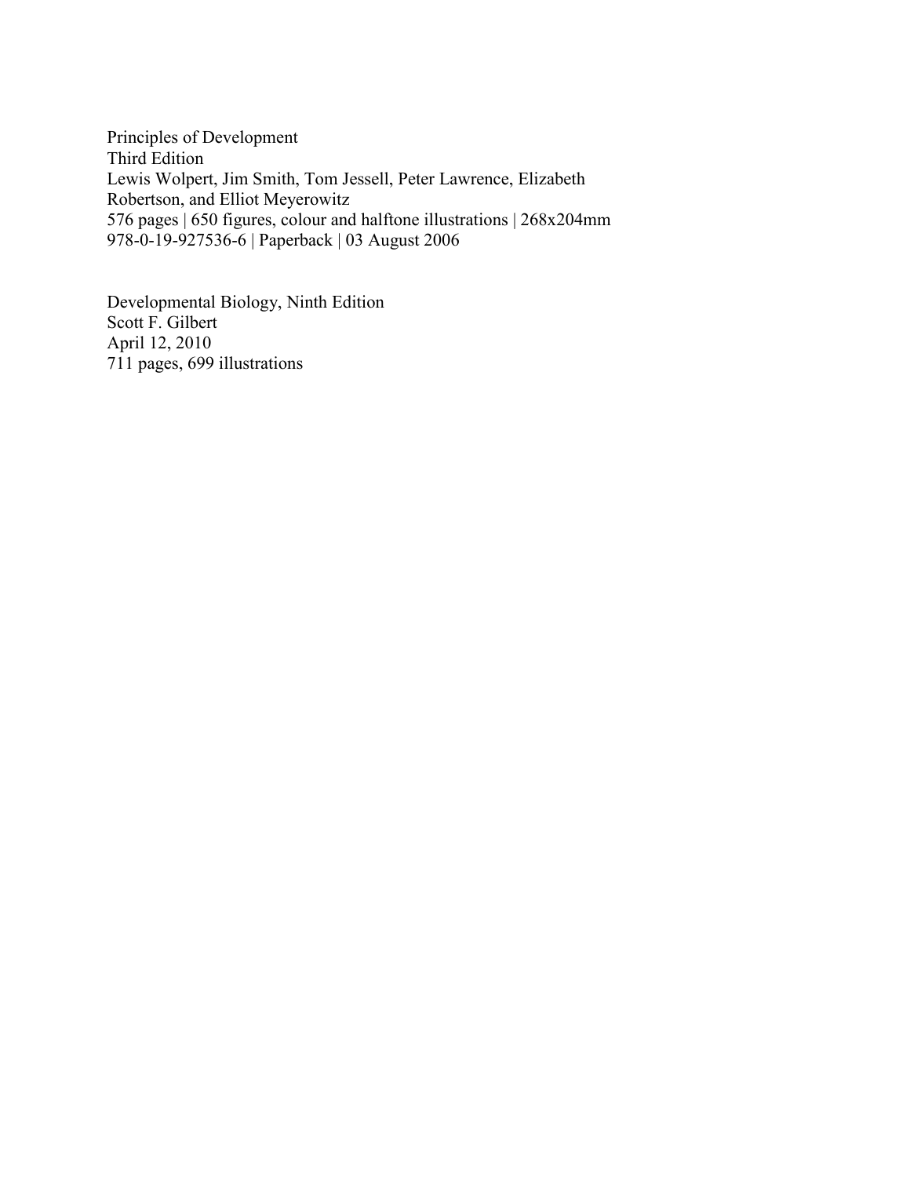Principles of Development
Third Edition
Lewis Wolpert, Jim Smith, Tom Jessell, Peter Lawrence, Elizabeth Robertson, and Elliot Meyerowitz
576 pages | 650 figures, colour and halftone illustrations | 268x204mm
978-0-19-927536-6 | Paperback | 03 August 2006

Developmental Biology, Ninth Edition
Scott F. Gilbert
April 12, 2010
711 pages, 699 illustrations